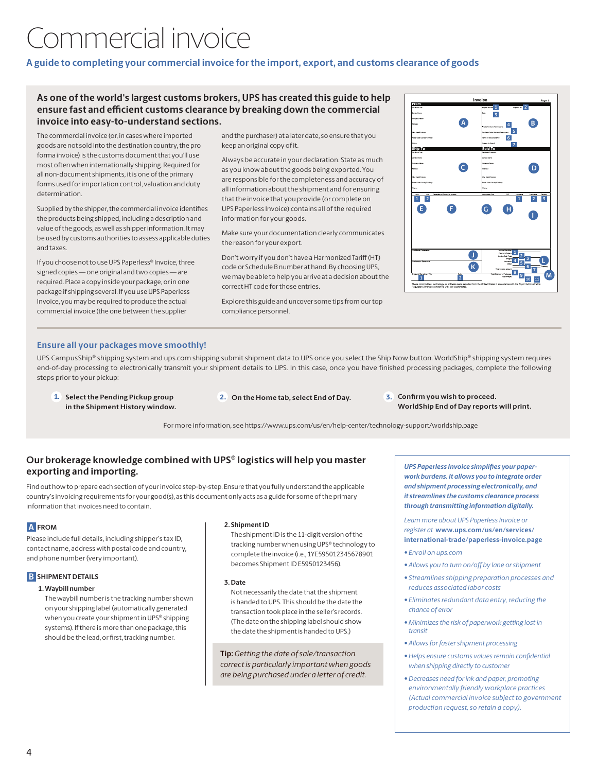# Commercial invoice

**A guide to completing your commercial invoice for the import, export, and customs clearance of goods**

## As one of the world's largest customs brokers, UPS has created this guide to help ensure fast and efficient customs clearance by breaking down the commercial invoice into easy-to-understand sections.

The commercial invoice (or, in cases where imported goods are not sold into the destination country, the pro forma invoice) is the customs document that you'll use most often when internationally shipping. Required for all non-document shipments, it is one of the primary forms used for importation control, valuation and duty determination.

Supplied by the shipper, the commercial invoice identifies the products being shipped, including a description and value of the goods, as well as shipper information. It may be used by customs authorities to assess applicable duties and taxes.

If you choose not to use UPS Paperless® Invoice, three signed copies — one original and two copies — are required. Place a copy inside your package, or in one package if shipping several. If you use UPS Paperless Invoice, you may be required to produce the actual commercial invoice (the one between the supplier and the purchaser) at a later date, so ensure that you keep an original copy of it.

Always be accurate in your declaration. State as much as you know about the goods being exported. You are responsible for the completeness and accuracy of all information about the shipment and for ensuring that the invoice that you provide (or complete on UPS Paperless Invoice) contains all of the required information for your goods.

Make sure your documentation clearly communicates the reason for your export.

Don't worry if you don't have a Harmonized Tariff (HT) code or Schedule B number at hand. By choosing UPS, we may be able to help you arrive at a decision about the correct HT code for those entries.

Explore this guide and uncover some tips from our top compliance personnel.

### Ensure all your packages move smoothly!

UPS CampusShip® shipping system and ups.com shipping submit shipment data to UPS once you select the Ship Now button. WorldShip® shipping system requires end-of-day processing to electronically transmit your shipment details to UPS. In this case, once you have finished processing packages, complete the following steps prior to your pickup:

1. **Select the Pending Pickup group in the Shipment History window.**
2. **On the Home tab, select End of Day.**
3. **Confirm you wish to proceed. WorldShip End of Day reports will print.**

For more information, see https://www.ups.com/us/en/help-center/technology-support/worldship.page

## Our brokerage knowledge combined with UPS® logistics will help you master exporting and importing.

Find out how to prepare each section of your invoice step-by-step. Ensure that you fully understand the applicable country's invoicing requirements for your good(s), as this document only acts as a guide for some of the primary information that invoices need to contain.

### A FROM

Please include full details, including shipper's tax ID, contact name, address with postal code and country, and phone number (very important).

### B SHIPMENT DETAILS

**1. Waybill number**

The waybill number is the tracking number shown on your shipping label (automatically generated when you create your shipment in UPS® shipping systems). If there is more than one package, this should be the lead, or first, tracking number.

**2. Shipment ID**

The shipment ID is the 11-digit version of the tracking number when using UPS® technology to complete the invoice (i.e., 1YE595012345678901 becomes Shipment ID E5950123456).

**3. Date**

Not necessarily the date that the shipment is handed to UPS. This should be the date the transaction took place in the seller's records. (The date on the shipping label should show the date the shipment is handed to UPS.)

**Tip:** *Getting the date of sale/transaction correct is particularly important when goods are being purchased under a letter of credit.*

***UPS Paperless Invoice simplifies your paperwork burdens. It allows you to integrate order and shipment processing electronically, and it streamlines the customs clearance process through transmitting information digitally.***

*Learn more about UPS Paperless Invoice or register at* **www.ups.com/us/en/services/international-trade/paperless-invoice.page**

- *Enroll on ups.com*
- *Allows you to turn on/off by lane or shipment*
- *Streamlines shipping preparation processes and reduces associated labor costs*
- *Eliminates redundant data entry, reducing the chance of error*
- *Minimizes the risk of paperwork getting lost in transit*
- *Allows for faster shipment processing*
- *Helps ensure customs values remain confidential when shipping directly to customer*
- *Decreases need for ink and paper, promoting environmentally friendly workplace practices (Actual commercial invoice subject to government production request, so retain a copy).*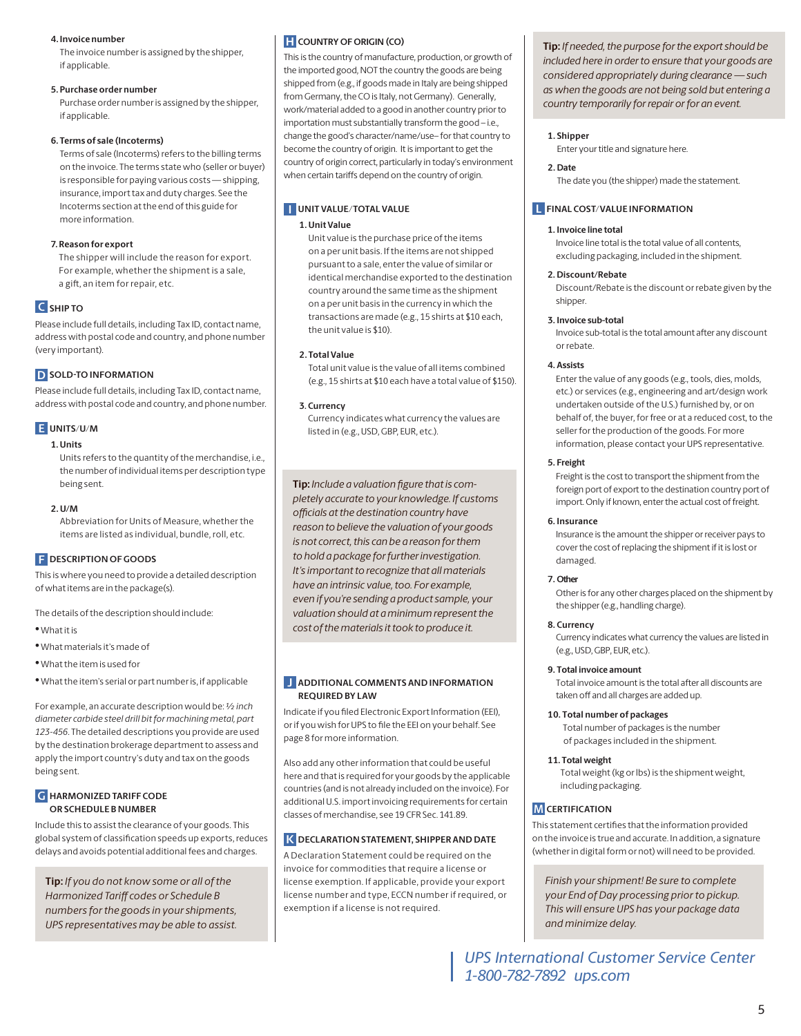**4. Invoice number**
The invoice number is assigned by the shipper, if applicable.

**5. Purchase order number**
Purchase order number is assigned by the shipper, if applicable.

**6. Terms of sale (Incoterms)**
Terms of sale (Incoterms) refers to the billing terms on the invoice. The terms state who (seller or buyer) is responsible for paying various costs — shipping, insurance, import tax and duty charges. See the Incoterms section at the end of this guide for more information.

**7. Reason for export**
The shipper will include the reason for export. For example, whether the shipment is a sale, a gift, an item for repair, etc.

## C SHIP TO

Please include full details, including Tax ID, contact name, address with postal code and country, and phone number (very important).

## D SOLD-TO INFORMATION

Please include full details, including Tax ID, contact name, address with postal code and country, and phone number.

## E UNITS/U/M

**1. Units**
Units refers to the quantity of the merchandise, i.e., the number of individual items per description type being sent.

**2. U/M**
Abbreviation for Units of Measure, whether the items are listed as individual, bundle, roll, etc.

## F DESCRIPTION OF GOODS

This is where you need to provide a detailed description of what items are in the package(s).

The details of the description should include:

- What it is
- What materials it's made of
- What the item is used for
- What the item's serial or part number is, if applicable

For example, an accurate description would be: *½ inch diameter carbide steel drill bit for machining metal, part 123-456.* The detailed descriptions you provide are used by the destination brokerage department to assess and apply the import country's duty and tax on the goods being sent.

## G HARMONIZED TARIFF CODE OR SCHEDULE B NUMBER

Include this to assist the clearance of your goods. This global system of classification speeds up exports, reduces delays and avoids potential additional fees and charges.

> **Tip:** *If you do not know some or all of the Harmonized Tariff codes or Schedule B numbers for the goods in your shipments, UPS representatives may be able to assist.*

## H COUNTRY OF ORIGIN (CO)

This is the country of manufacture, production, or growth of the imported good, NOT the country the goods are being shipped from (e.g., if goods made in Italy are being shipped from Germany, the CO is Italy, not Germany). Generally, work/material added to a good in another country prior to importation must substantially transform the good – i.e., change the good's character/name/use– for that country to become the country of origin. It is important to get the country of origin correct, particularly in today's environment when certain tariffs depend on the country of origin.

## I UNIT VALUE/TOTAL VALUE

**1. Unit Value**
Unit value is the purchase price of the items on a per unit basis. If the items are not shipped pursuant to a sale, enter the value of similar or identical merchandise exported to the destination country around the same time as the shipment on a per unit basis in the currency in which the transactions are made (e.g., 15 shirts at $10 each, the unit value is $10).

**2. Total Value**
Total unit value is the value of all items combined (e.g., 15 shirts at $10 each have a total value of $150).

**3. Currency**
Currency indicates what currency the values are listed in (e.g., USD, GBP, EUR, etc.).

> **Tip:** *Include a valuation figure that is completely accurate to your knowledge. If customs officials at the destination country have reason to believe the valuation of your goods is not correct, this can be a reason for them to hold a package for further investigation. It's important to recognize that all materials have an intrinsic value, too. For example, even if you're sending a product sample, your valuation should at a minimum represent the cost of the materials it took to produce it.*

## J ADDITIONAL COMMENTS AND INFORMATION REQUIRED BY LAW

Indicate if you filed Electronic Export Information (EEI), or if you wish for UPS to file the EEI on your behalf. See page 8 for more information.

Also add any other information that could be useful here and that is required for your goods by the applicable countries (and is not already included on the invoice). For additional U.S. import invoicing requirements for certain classes of merchandise, see 19 CFR Sec. 141.89.

## K DECLARATION STATEMENT, SHIPPER AND DATE

A Declaration Statement could be required on the invoice for commodities that require a license or license exemption. If applicable, provide your export license number and type, ECCN number if required, or exemption if a license is not required.

> **Tip:** *If needed, the purpose for the export should be included here in order to ensure that your goods are considered appropriately during clearance — such as when the goods are not being sold but entering a country temporarily for repair or for an event.*

**1. Shipper**
Enter your title and signature here.

**2. Date**
The date you (the shipper) made the statement.

## L FINAL COST/VALUE INFORMATION

**1. Invoice line total**
Invoice line total is the total value of all contents, excluding packaging, included in the shipment.

**2. Discount/Rebate**
Discount/Rebate is the discount or rebate given by the shipper.

**3. Invoice sub-total**
Invoice sub-total is the total amount after any discount or rebate.

**4. Assists**
Enter the value of any goods (e.g., tools, dies, molds, etc.) or services (e.g., engineering and art/design work undertaken outside of the U.S.) furnished by, or on behalf of, the buyer, for free or at a reduced cost, to the seller for the production of the goods. For more information, please contact your UPS representative.

**5. Freight**
Freight is the cost to transport the shipment from the foreign port of export to the destination country port of import. Only if known, enter the actual cost of freight.

**6. Insurance**
Insurance is the amount the shipper or receiver pays to cover the cost of replacing the shipment if it is lost or damaged.

**7. Other**
Other is for any other charges placed on the shipment by the shipper (e.g., handling charge).

**8. Currency**
Currency indicates what currency the values are listed in (e.g., USD, GBP, EUR, etc.).

**9. Total invoice amount**
Total invoice amount is the total after all discounts are taken off and all charges are added up.

**10. Total number of packages**
Total number of packages is the number of packages included in the shipment.

**11. Total weight**
Total weight (kg or lbs) is the shipment weight, including packaging.

## M CERTIFICATION

This statement certifies that the information provided on the invoice is true and accurate. In addition, a signature (whether in digital form or not) will need to be provided.

> *Finish your shipment! Be sure to complete your End of Day processing prior to pickup. This will ensure UPS has your package data and minimize delay.*

*UPS International Customer Service Center*
*1-800-782-7892 ups.com*